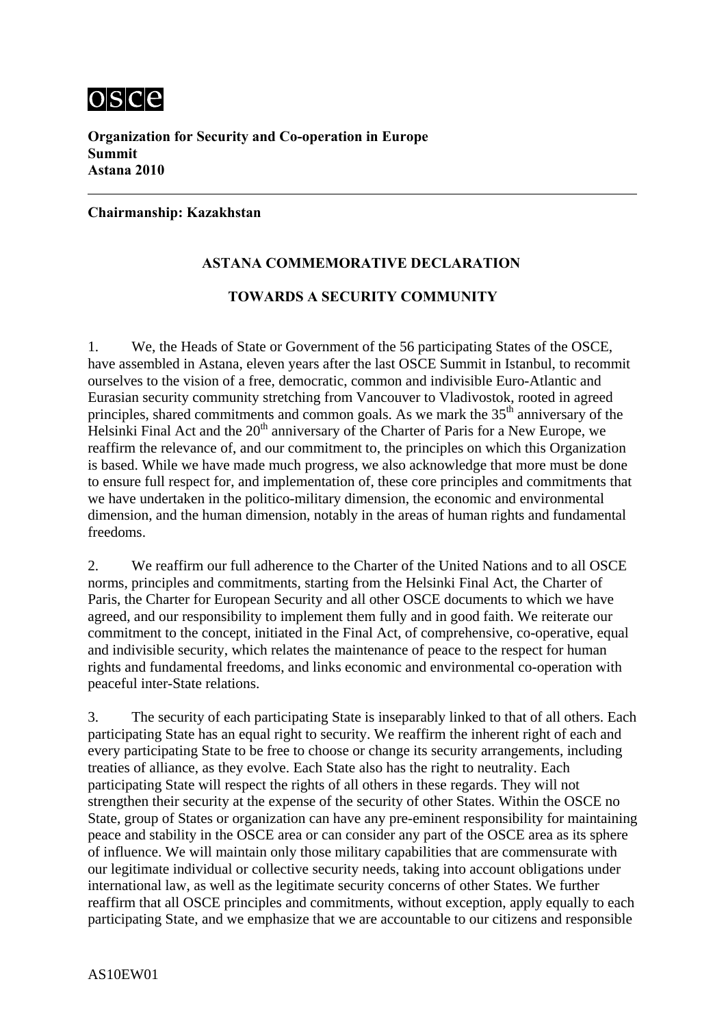osce

**Organization for Security and Co-operation in Europe**
**Summit**
**Astana 2010**

---

**Chairmanship: Kazakhstan**

## ASTANA COMMEMORATIVE DECLARATION

## TOWARDS A SECURITY COMMUNITY

1. We, the Heads of State or Government of the 56 participating States of the OSCE, have assembled in Astana, eleven years after the last OSCE Summit in Istanbul, to recommit ourselves to the vision of a free, democratic, common and indivisible Euro-Atlantic and Eurasian security community stretching from Vancouver to Vladivostok, rooted in agreed principles, shared commitments and common goals. As we mark the 35th anniversary of the Helsinki Final Act and the 20th anniversary of the Charter of Paris for a New Europe, we reaffirm the relevance of, and our commitment to, the principles on which this Organization is based. While we have made much progress, we also acknowledge that more must be done to ensure full respect for, and implementation of, these core principles and commitments that we have undertaken in the politico-military dimension, the economic and environmental dimension, and the human dimension, notably in the areas of human rights and fundamental freedoms.

2. We reaffirm our full adherence to the Charter of the United Nations and to all OSCE norms, principles and commitments, starting from the Helsinki Final Act, the Charter of Paris, the Charter for European Security and all other OSCE documents to which we have agreed, and our responsibility to implement them fully and in good faith. We reiterate our commitment to the concept, initiated in the Final Act, of comprehensive, co-operative, equal and indivisible security, which relates the maintenance of peace to the respect for human rights and fundamental freedoms, and links economic and environmental co-operation with peaceful inter-State relations.

3. The security of each participating State is inseparably linked to that of all others. Each participating State has an equal right to security. We reaffirm the inherent right of each and every participating State to be free to choose or change its security arrangements, including treaties of alliance, as they evolve. Each State also has the right to neutrality. Each participating State will respect the rights of all others in these regards. They will not strengthen their security at the expense of the security of other States. Within the OSCE no State, group of States or organization can have any pre-eminent responsibility for maintaining peace and stability in the OSCE area or can consider any part of the OSCE area as its sphere of influence. We will maintain only those military capabilities that are commensurate with our legitimate individual or collective security needs, taking into account obligations under international law, as well as the legitimate security concerns of other States. We further reaffirm that all OSCE principles and commitments, without exception, apply equally to each participating State, and we emphasize that we are accountable to our citizens and responsible

AS10EW01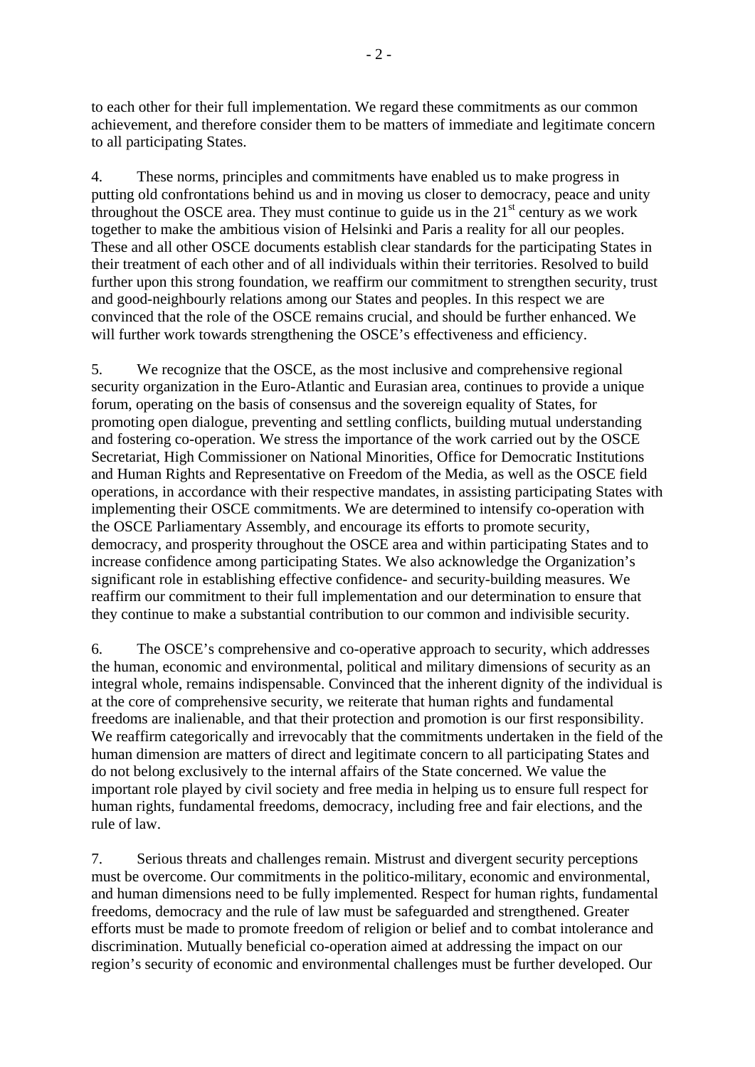to each other for their full implementation. We regard these commitments as our common achievement, and therefore consider them to be matters of immediate and legitimate concern to all participating States.

4. These norms, principles and commitments have enabled us to make progress in putting old confrontations behind us and in moving us closer to democracy, peace and unity throughout the OSCE area. They must continue to guide us in the 21st century as we work together to make the ambitious vision of Helsinki and Paris a reality for all our peoples. These and all other OSCE documents establish clear standards for the participating States in their treatment of each other and of all individuals within their territories. Resolved to build further upon this strong foundation, we reaffirm our commitment to strengthen security, trust and good-neighbourly relations among our States and peoples. In this respect we are convinced that the role of the OSCE remains crucial, and should be further enhanced. We will further work towards strengthening the OSCE's effectiveness and efficiency.

5. We recognize that the OSCE, as the most inclusive and comprehensive regional security organization in the Euro-Atlantic and Eurasian area, continues to provide a unique forum, operating on the basis of consensus and the sovereign equality of States, for promoting open dialogue, preventing and settling conflicts, building mutual understanding and fostering co-operation. We stress the importance of the work carried out by the OSCE Secretariat, High Commissioner on National Minorities, Office for Democratic Institutions and Human Rights and Representative on Freedom of the Media, as well as the OSCE field operations, in accordance with their respective mandates, in assisting participating States with implementing their OSCE commitments. We are determined to intensify co-operation with the OSCE Parliamentary Assembly, and encourage its efforts to promote security, democracy, and prosperity throughout the OSCE area and within participating States and to increase confidence among participating States. We also acknowledge the Organization's significant role in establishing effective confidence- and security-building measures. We reaffirm our commitment to their full implementation and our determination to ensure that they continue to make a substantial contribution to our common and indivisible security.

6. The OSCE's comprehensive and co-operative approach to security, which addresses the human, economic and environmental, political and military dimensions of security as an integral whole, remains indispensable. Convinced that the inherent dignity of the individual is at the core of comprehensive security, we reiterate that human rights and fundamental freedoms are inalienable, and that their protection and promotion is our first responsibility. We reaffirm categorically and irrevocably that the commitments undertaken in the field of the human dimension are matters of direct and legitimate concern to all participating States and do not belong exclusively to the internal affairs of the State concerned. We value the important role played by civil society and free media in helping us to ensure full respect for human rights, fundamental freedoms, democracy, including free and fair elections, and the rule of law.

7. Serious threats and challenges remain. Mistrust and divergent security perceptions must be overcome. Our commitments in the politico-military, economic and environmental, and human dimensions need to be fully implemented. Respect for human rights, fundamental freedoms, democracy and the rule of law must be safeguarded and strengthened. Greater efforts must be made to promote freedom of religion or belief and to combat intolerance and discrimination. Mutually beneficial co-operation aimed at addressing the impact on our region's security of economic and environmental challenges must be further developed. Our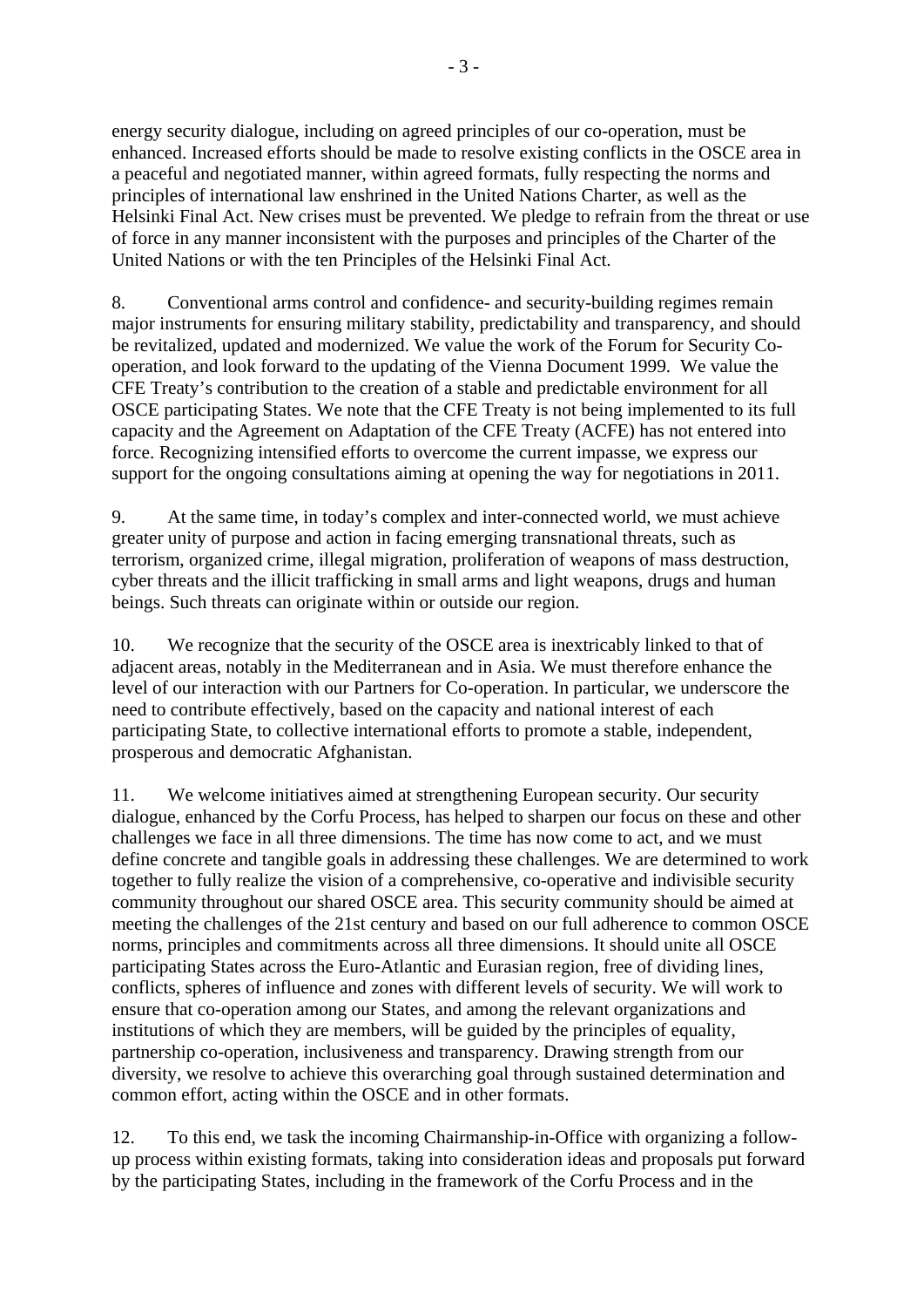energy security dialogue, including on agreed principles of our co-operation, must be enhanced. Increased efforts should be made to resolve existing conflicts in the OSCE area in a peaceful and negotiated manner, within agreed formats, fully respecting the norms and principles of international law enshrined in the United Nations Charter, as well as the Helsinki Final Act. New crises must be prevented. We pledge to refrain from the threat or use of force in any manner inconsistent with the purposes and principles of the Charter of the United Nations or with the ten Principles of the Helsinki Final Act.

8. Conventional arms control and confidence- and security-building regimes remain major instruments for ensuring military stability, predictability and transparency, and should be revitalized, updated and modernized. We value the work of the Forum for Security Co-operation, and look forward to the updating of the Vienna Document 1999. We value the CFE Treaty's contribution to the creation of a stable and predictable environment for all OSCE participating States. We note that the CFE Treaty is not being implemented to its full capacity and the Agreement on Adaptation of the CFE Treaty (ACFE) has not entered into force. Recognizing intensified efforts to overcome the current impasse, we express our support for the ongoing consultations aiming at opening the way for negotiations in 2011.

9. At the same time, in today's complex and inter-connected world, we must achieve greater unity of purpose and action in facing emerging transnational threats, such as terrorism, organized crime, illegal migration, proliferation of weapons of mass destruction, cyber threats and the illicit trafficking in small arms and light weapons, drugs and human beings. Such threats can originate within or outside our region.

10. We recognize that the security of the OSCE area is inextricably linked to that of adjacent areas, notably in the Mediterranean and in Asia. We must therefore enhance the level of our interaction with our Partners for Co-operation. In particular, we underscore the need to contribute effectively, based on the capacity and national interest of each participating State, to collective international efforts to promote a stable, independent, prosperous and democratic Afghanistan.

11. We welcome initiatives aimed at strengthening European security. Our security dialogue, enhanced by the Corfu Process, has helped to sharpen our focus on these and other challenges we face in all three dimensions. The time has now come to act, and we must define concrete and tangible goals in addressing these challenges. We are determined to work together to fully realize the vision of a comprehensive, co-operative and indivisible security community throughout our shared OSCE area. This security community should be aimed at meeting the challenges of the 21st century and based on our full adherence to common OSCE norms, principles and commitments across all three dimensions. It should unite all OSCE participating States across the Euro-Atlantic and Eurasian region, free of dividing lines, conflicts, spheres of influence and zones with different levels of security. We will work to ensure that co-operation among our States, and among the relevant organizations and institutions of which they are members, will be guided by the principles of equality, partnership co-operation, inclusiveness and transparency. Drawing strength from our diversity, we resolve to achieve this overarching goal through sustained determination and common effort, acting within the OSCE and in other formats.

12. To this end, we task the incoming Chairmanship-in-Office with organizing a follow-up process within existing formats, taking into consideration ideas and proposals put forward by the participating States, including in the framework of the Corfu Process and in the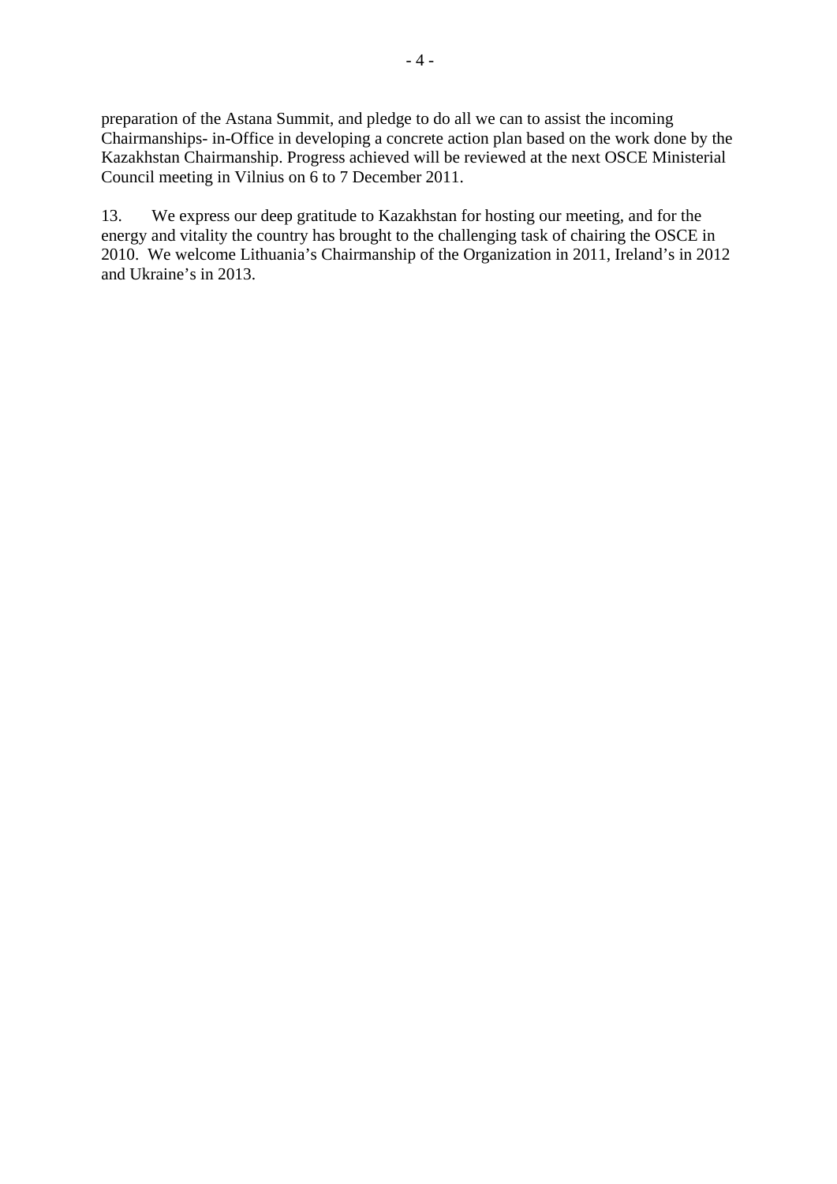preparation of the Astana Summit, and pledge to do all we can to assist the incoming Chairmanships- in-Office in developing a concrete action plan based on the work done by the Kazakhstan Chairmanship. Progress achieved will be reviewed at the next OSCE Ministerial Council meeting in Vilnius on 6 to 7 December 2011.

13. We express our deep gratitude to Kazakhstan for hosting our meeting, and for the energy and vitality the country has brought to the challenging task of chairing the OSCE in 2010. We welcome Lithuania's Chairmanship of the Organization in 2011, Ireland's in 2012 and Ukraine's in 2013.